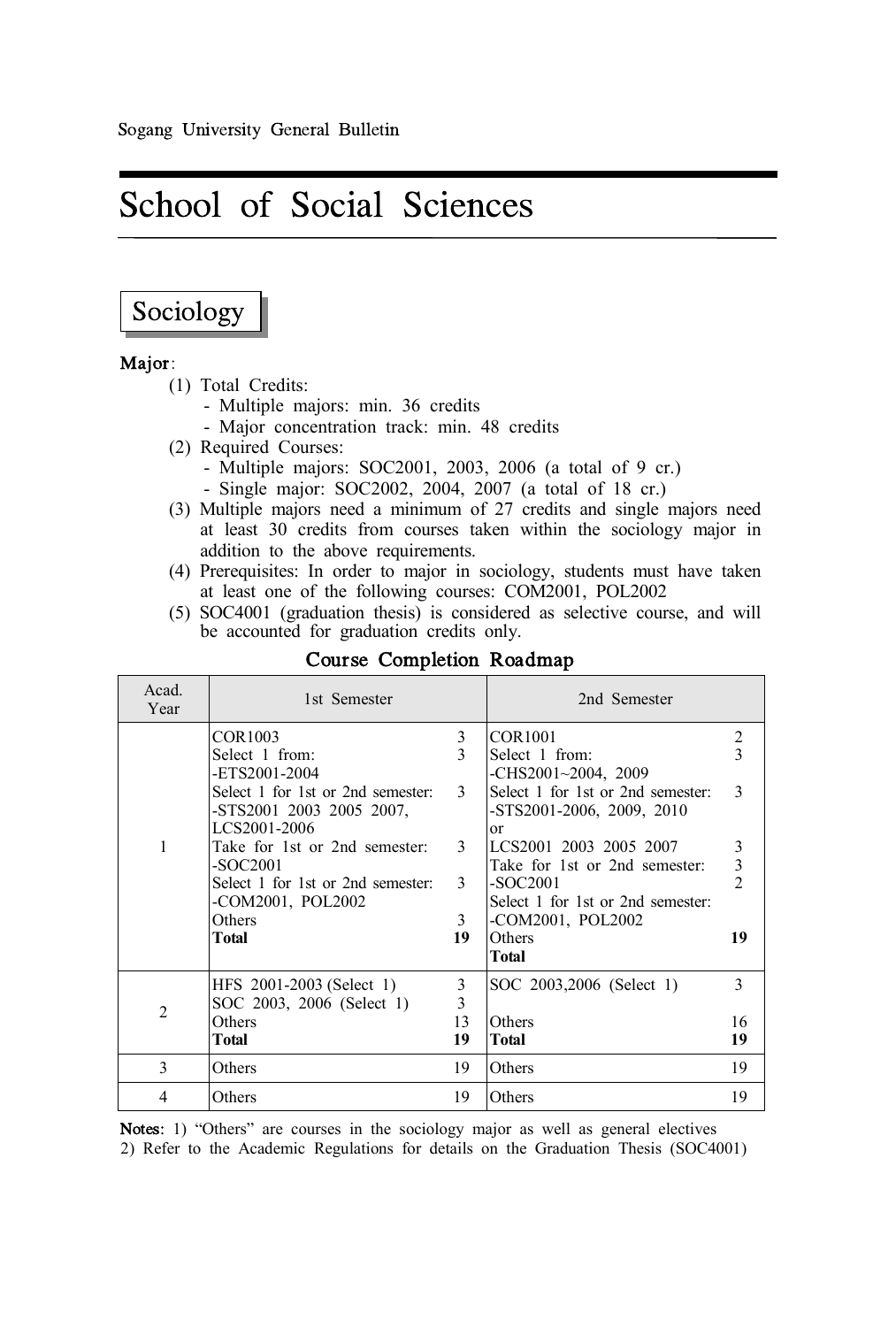# School of Social Sciences

## Sociology

**Major**:

(1) Total Credits:
- Multiple majors: min. 36 credits
- Major concentration track: min. 48 credits

(2) Required Courses:
- Multiple majors: SOC2001, 2003, 2006 (a total of 9 cr.)
- Single major: SOC2002, 2004, 2007 (a total of 18 cr.)

(3) Multiple majors need a minimum of 27 credits and single majors need at least 30 credits from courses taken within the sociology major in addition to the above requirements.

(4) Prerequisites: In order to major in sociology, students must have taken at least one of the following courses: COM2001, POL2002

(5) SOC4001 (graduation thesis) is considered as selective course, and will be accounted for graduation credits only.

### Course Completion Roadmap

| Acad. Year | 1st Semester | | 2nd Semester | |
|---|---|---|---|---|
| 1 | COR1003<br>Select 1 from:<br>-ETS2001-2004<br>Select 1 for 1st or 2nd semester:<br>-STS2001 2003 2005 2007, LCS2001-2006<br>Take for 1st or 2nd semester:<br>-SOC2001<br>Select 1 for 1st or 2nd semester:<br>-COM2001, POL2002<br>Others<br>**Total** | 3<br>3<br><br>3<br><br><br>3<br><br>3<br><br>3<br>**19** | COR1001<br>Select 1 from:<br>-CHS2001~2004, 2009<br>Select 1 for 1st or 2nd semester:<br>-STS2001-2006, 2009, 2010<br>or<br>LCS2001 2003 2005 2007<br>Take for 1st or 2nd semester:<br>-SOC2001<br>Select 1 for 1st or 2nd semester:<br>-COM2001, POL2002<br>Others<br>**Total** | 2<br>3<br><br>3<br><br><br>3<br>3<br>2<br><br><br>**19** |
| 2 | HFS 2001-2003 (Select 1)<br>SOC 2003, 2006 (Select 1)<br>Others<br>**Total** | 3<br>3<br>13<br>**19** | SOC 2003,2006 (Select 1)<br><br>Others<br>**Total** | 3<br><br>16<br>**19** |
| 3 | Others | 19 | Others | 19 |
| 4 | Others | 19 | Others | 19 |

**Notes**: 1) "Others" are courses in the sociology major as well as general electives
2) Refer to the Academic Regulations for details on the Graduation Thesis (SOC4001)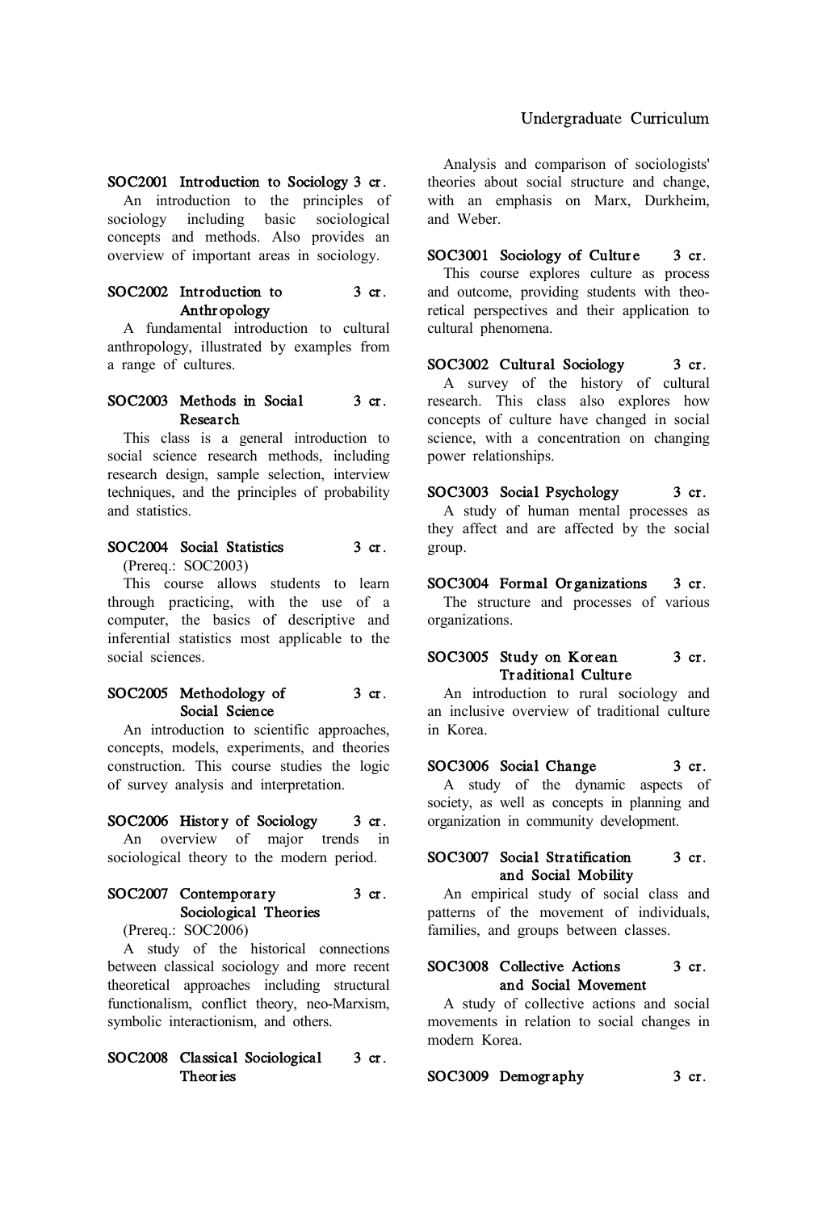**SOC2001 Introduction to Sociology 3 cr.**
An introduction to the principles of sociology including basic sociological concepts and methods. Also provides an overview of important areas in sociology.

**SOC2002 Introduction to Anthropology 3 cr.**
A fundamental introduction to cultural anthropology, illustrated by examples from a range of cultures.

**SOC2003 Methods in Social Research 3 cr.**
This class is a general introduction to social science research methods, including research design, sample selection, interview techniques, and the principles of probability and statistics.

**SOC2004 Social Statistics 3 cr.**
(Prereq.: SOC2003)
This course allows students to learn through practicing, with the use of a computer, the basics of descriptive and inferential statistics most applicable to the social sciences.

**SOC2005 Methodology of Social Science 3 cr.**
An introduction to scientific approaches, concepts, models, experiments, and theories construction. This course studies the logic of survey analysis and interpretation.

**SOC2006 History of Sociology 3 cr.**
An overview of major trends in sociological theory to the modern period.

**SOC2007 Contemporary Sociological Theories 3 cr.**
(Prereq.: SOC2006)
A study of the historical connections between classical sociology and more recent theoretical approaches including structural functionalism, conflict theory, neo-Marxism, symbolic interactionism, and others.

**SOC2008 Classical Sociological Theories 3 cr.**
Analysis and comparison of sociologists' theories about social structure and change, with an emphasis on Marx, Durkheim, and Weber.

**SOC3001 Sociology of Culture 3 cr.**
This course explores culture as process and outcome, providing students with theoretical perspectives and their application to cultural phenomena.

**SOC3002 Cultural Sociology 3 cr.**
A survey of the history of cultural research. This class also explores how concepts of culture have changed in social science, with a concentration on changing power relationships.

**SOC3003 Social Psychology 3 cr.**
A study of human mental processes as they affect and are affected by the social group.

**SOC3004 Formal Organizations 3 cr.**
The structure and processes of various organizations.

**SOC3005 Study on Korean Traditional Culture 3 cr.**
An introduction to rural sociology and an inclusive overview of traditional culture in Korea.

**SOC3006 Social Change 3 cr.**
A study of the dynamic aspects of society, as well as concepts in planning and organization in community development.

**SOC3007 Social Stratification and Social Mobility 3 cr.**
An empirical study of social class and patterns of the movement of individuals, families, and groups between classes.

**SOC3008 Collective Actions and Social Movement 3 cr.**
A study of collective actions and social movements in relation to social changes in modern Korea.

**SOC3009 Demography 3 cr.**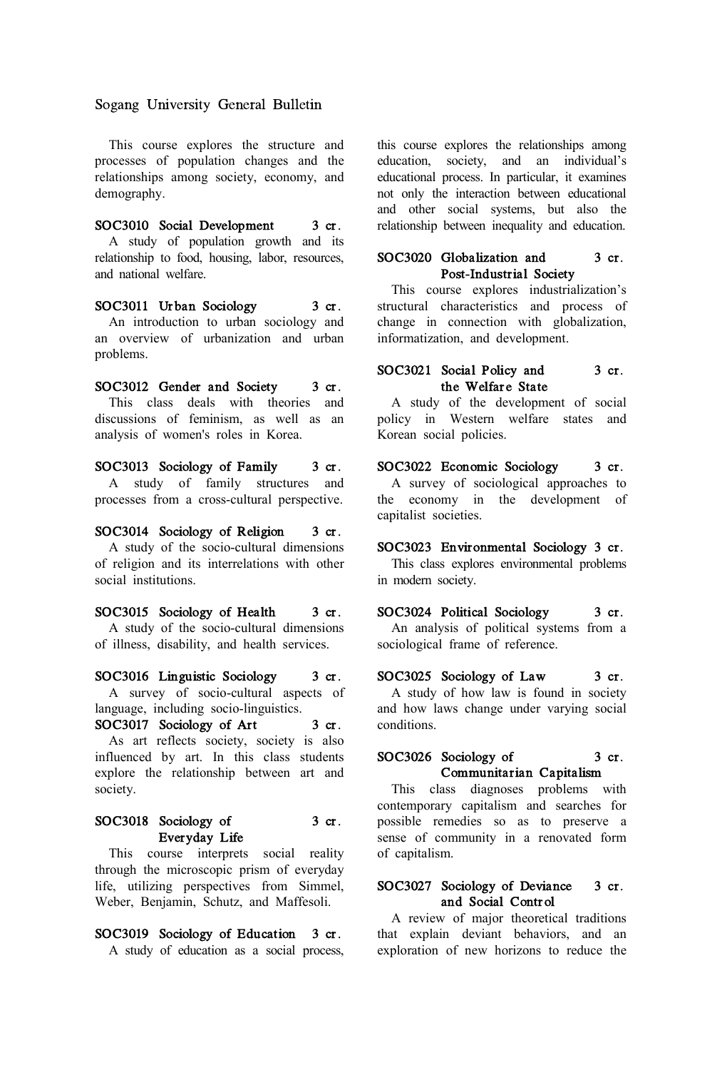This course explores the structure and processes of population changes and the relationships among society, economy, and demography.

**SOC3010 Social Development 3 cr.**
A study of population growth and its relationship to food, housing, labor, resources, and national welfare.

**SOC3011 Urban Sociology 3 cr.**
An introduction to urban sociology and an overview of urbanization and urban problems.

**SOC3012 Gender and Society 3 cr.**
This class deals with theories and discussions of feminism, as well as an analysis of women's roles in Korea.

**SOC3013 Sociology of Family 3 cr.**
A study of family structures and processes from a cross-cultural perspective.

**SOC3014 Sociology of Religion 3 cr.**
A study of the socio-cultural dimensions of religion and its interrelations with other social institutions.

**SOC3015 Sociology of Health 3 cr.**
A study of the socio-cultural dimensions of illness, disability, and health services.

**SOC3016 Linguistic Sociology 3 cr.**
A survey of socio-cultural aspects of language, including socio-linguistics.

**SOC3017 Sociology of Art 3 cr.**
As art reflects society, society is also influenced by art. In this class students explore the relationship between art and society.

**SOC3018 Sociology of Everyday Life 3 cr.**
This course interprets social reality through the microscopic prism of everyday life, utilizing perspectives from Simmel, Weber, Benjamin, Schutz, and Maffesoli.

**SOC3019 Sociology of Education 3 cr.**
A study of education as a social process, this course explores the relationships among education, society, and an individual's educational process. In particular, it examines not only the interaction between educational and other social systems, but also the relationship between inequality and education.

**SOC3020 Globalization and Post-Industrial Society 3 cr.**
This course explores industrialization's structural characteristics and process of change in connection with globalization, informatization, and development.

**SOC3021 Social Policy and the Welfare State 3 cr.**
A study of the development of social policy in Western welfare states and Korean social policies.

**SOC3022 Economic Sociology 3 cr.**
A survey of sociological approaches to the economy in the development of capitalist societies.

**SOC3023 Environmental Sociology 3 cr.**
This class explores environmental problems in modern society.

**SOC3024 Political Sociology 3 cr.**
An analysis of political systems from a sociological frame of reference.

**SOC3025 Sociology of Law 3 cr.**
A study of how law is found in society and how laws change under varying social conditions.

**SOC3026 Sociology of Communitarian Capitalism 3 cr.**
This class diagnoses problems with contemporary capitalism and searches for possible remedies so as to preserve a sense of community in a renovated form of capitalism.

**SOC3027 Sociology of Deviance and Social Control 3 cr.**
A review of major theoretical traditions that explain deviant behaviors, and an exploration of new horizons to reduce the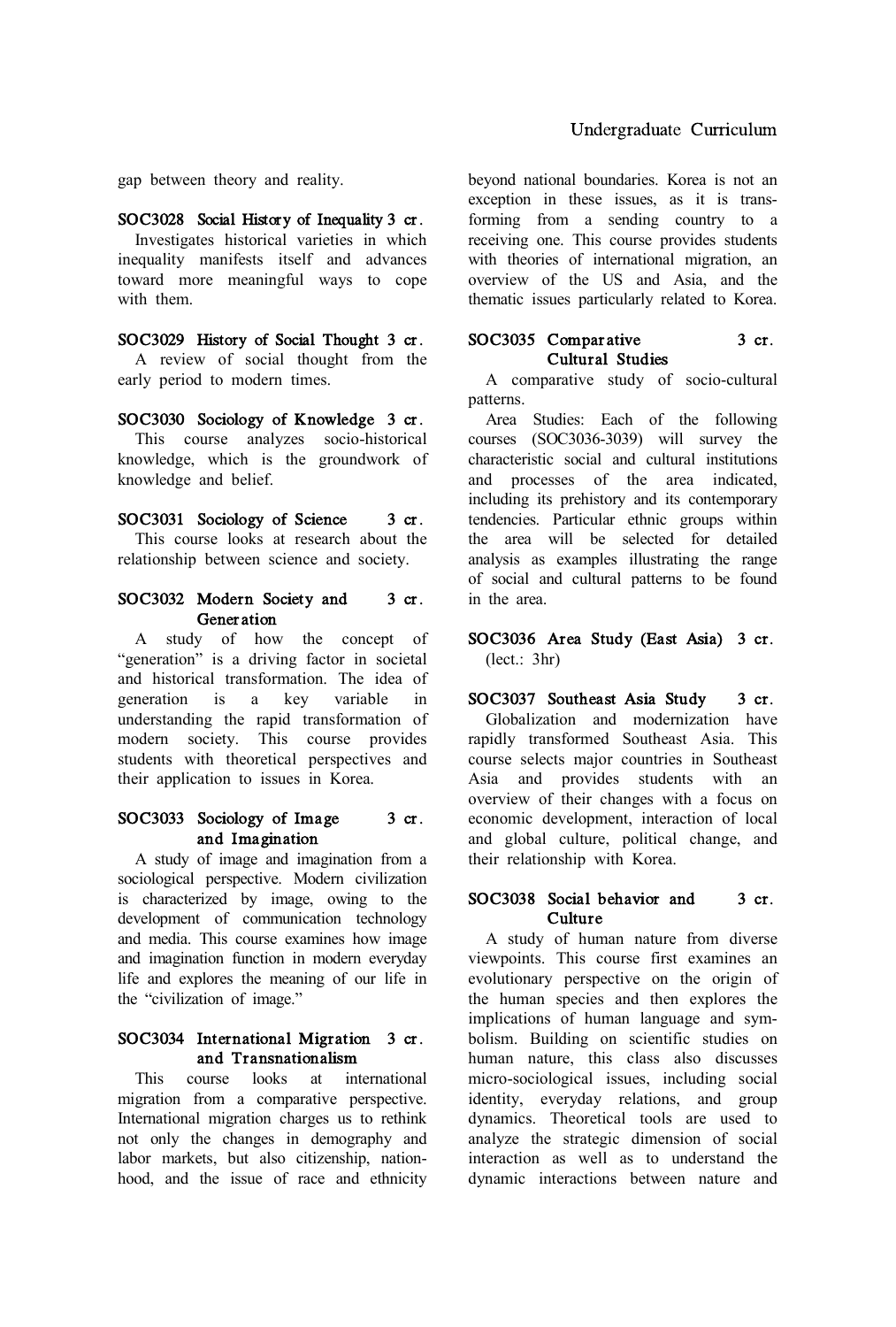gap between theory and reality.

**SOC3028 Social History of Inequality 3 cr.**
Investigates historical varieties in which inequality manifests itself and advances toward more meaningful ways to cope with them.

**SOC3029 History of Social Thought 3 cr.**
A review of social thought from the early period to modern times.

**SOC3030 Sociology of Knowledge 3 cr.**
This course analyzes socio-historical knowledge, which is the groundwork of knowledge and belief.

**SOC3031 Sociology of Science 3 cr.**
This course looks at research about the relationship between science and society.

**SOC3032 Modern Society and Generation 3 cr.**
A study of how the concept of "generation" is a driving factor in societal and historical transformation. The idea of generation is a key variable in understanding the rapid transformation of modern society. This course provides students with theoretical perspectives and their application to issues in Korea.

**SOC3033 Sociology of Image and Imagination 3 cr.**
A study of image and imagination from a sociological perspective. Modern civilization is characterized by image, owing to the development of communication technology and media. This course examines how image and imagination function in modern everyday life and explores the meaning of our life in the "civilization of image."

**SOC3034 International Migration and Transnationalism 3 cr.**
This course looks at international migration from a comparative perspective. International migration charges us to rethink not only the changes in demography and labor markets, but also citizenship, nation-hood, and the issue of race and ethnicity beyond national boundaries. Korea is not an exception in these issues, as it is trans-forming from a sending country to a receiving one. This course provides students with theories of international migration, an overview of the US and Asia, and the thematic issues particularly related to Korea.

**SOC3035 Comparative Cultural Studies 3 cr.**
A comparative study of socio-cultural patterns.
Area Studies: Each of the following courses (SOC3036-3039) will survey the characteristic social and cultural institutions and processes of the area indicated, including its prehistory and its contemporary tendencies. Particular ethnic groups within the area will be selected for detailed analysis as examples illustrating the range of social and cultural patterns to be found in the area.

**SOC3036 Area Study (East Asia) 3 cr.**
(lect.: 3hr)

**SOC3037 Southeast Asia Study 3 cr.**
Globalization and modernization have rapidly transformed Southeast Asia. This course selects major countries in Southeast Asia and provides students with an overview of their changes with a focus on economic development, interaction of local and global culture, political change, and their relationship with Korea.

**SOC3038 Social behavior and Culture 3 cr.**
A study of human nature from diverse viewpoints. This course first examines an evolutionary perspective on the origin of the human species and then explores the implications of human language and sym-bolism. Building on scientific studies on human nature, this class also discusses micro-sociological issues, including social identity, everyday relations, and group dynamics. Theoretical tools are used to analyze the strategic dimension of social interaction as well as to understand the dynamic interactions between nature and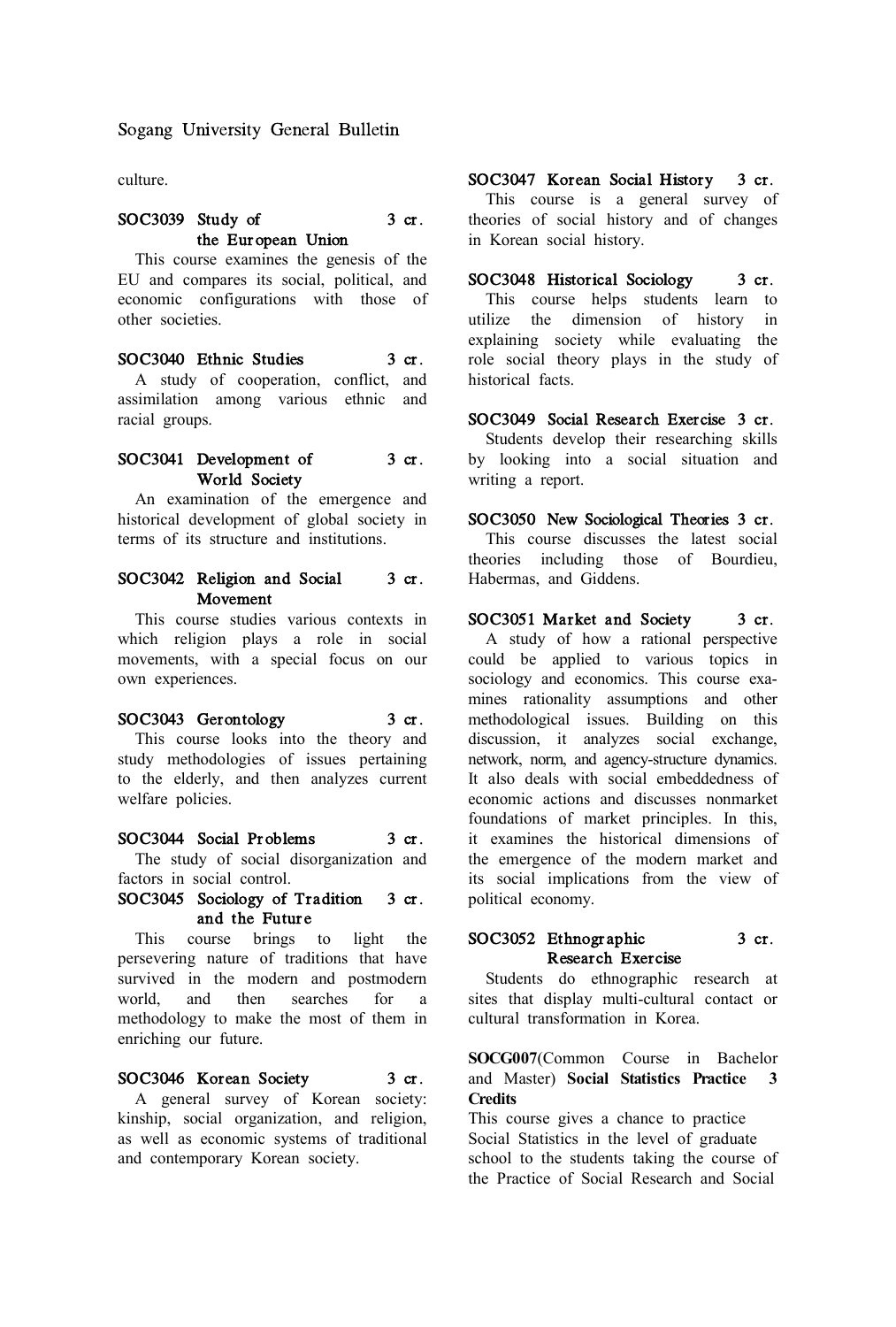culture.

**SOC3039 Study of the European Union 3 cr.**
This course examines the genesis of the EU and compares its social, political, and economic configurations with those of other societies.

**SOC3040 Ethnic Studies 3 cr.**
A study of cooperation, conflict, and assimilation among various ethnic and racial groups.

**SOC3041 Development of World Society 3 cr.**
An examination of the emergence and historical development of global society in terms of its structure and institutions.

**SOC3042 Religion and Social Movement 3 cr.**
This course studies various contexts in which religion plays a role in social movements, with a special focus on our own experiences.

**SOC3043 Gerontology 3 cr.**
This course looks into the theory and study methodologies of issues pertaining to the elderly, and then analyzes current welfare policies.

**SOC3044 Social Problems 3 cr.**
The study of social disorganization and factors in social control.

**SOC3045 Sociology of Tradition and the Future 3 cr.**
This course brings to light the persevering nature of traditions that have survived in the modern and postmodern world, and then searches for a methodology to make the most of them in enriching our future.

**SOC3046 Korean Society 3 cr.**
A general survey of Korean society: kinship, social organization, and religion, as well as economic systems of traditional and contemporary Korean society.

**SOC3047 Korean Social History 3 cr.**
This course is a general survey of theories of social history and of changes in Korean social history.

**SOC3048 Historical Sociology 3 cr.**
This course helps students learn to utilize the dimension of history in explaining society while evaluating the role social theory plays in the study of historical facts.

**SOC3049 Social Research Exercise 3 cr.**
Students develop their researching skills by looking into a social situation and writing a report.

**SOC3050 New Sociological Theories 3 cr.**
This course discusses the latest social theories including those of Bourdieu, Habermas, and Giddens.

**SOC3051 Market and Society 3 cr.**
A study of how a rational perspective could be applied to various topics in sociology and economics. This course examines rationality assumptions and other methodological issues. Building on this discussion, it analyzes social exchange, network, norm, and agency-structure dynamics. It also deals with social embeddedness of economic actions and discusses nonmarket foundations of market principles. In this, it examines the historical dimensions of the emergence of the modern market and its social implications from the view of political economy.

**SOC3052 Ethnographic Research Exercise 3 cr.**
Students do ethnographic research at sites that display multi-cultural contact or cultural transformation in Korea.

**SOCG007**(Common Course in Bachelor and Master) **Social Statistics Practice 3 Credits**
This course gives a chance to practice Social Statistics in the level of graduate school to the students taking the course of the Practice of Social Research and Social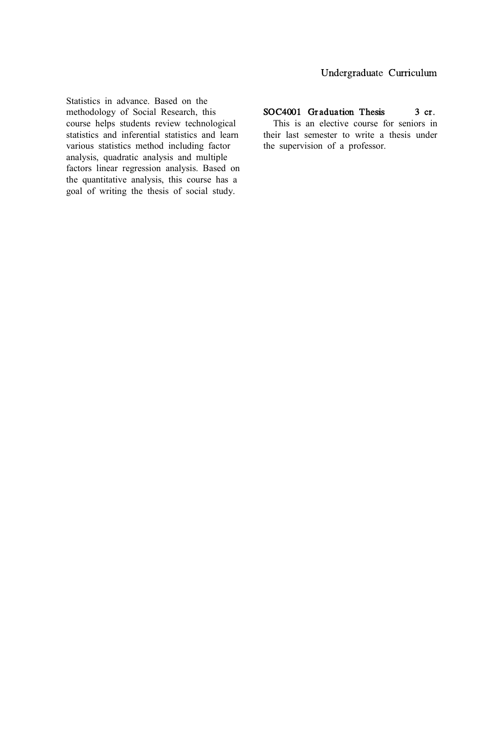Statistics in advance. Based on the methodology of Social Research, this course helps students review technological statistics and inferential statistics and learn various statistics method including factor analysis, quadratic analysis and multiple factors linear regression analysis. Based on the quantitative analysis, this course has a goal of writing the thesis of social study.

**SOC4001 Graduation Thesis 3 cr.**

This is an elective course for seniors in their last semester to write a thesis under the supervision of a professor.